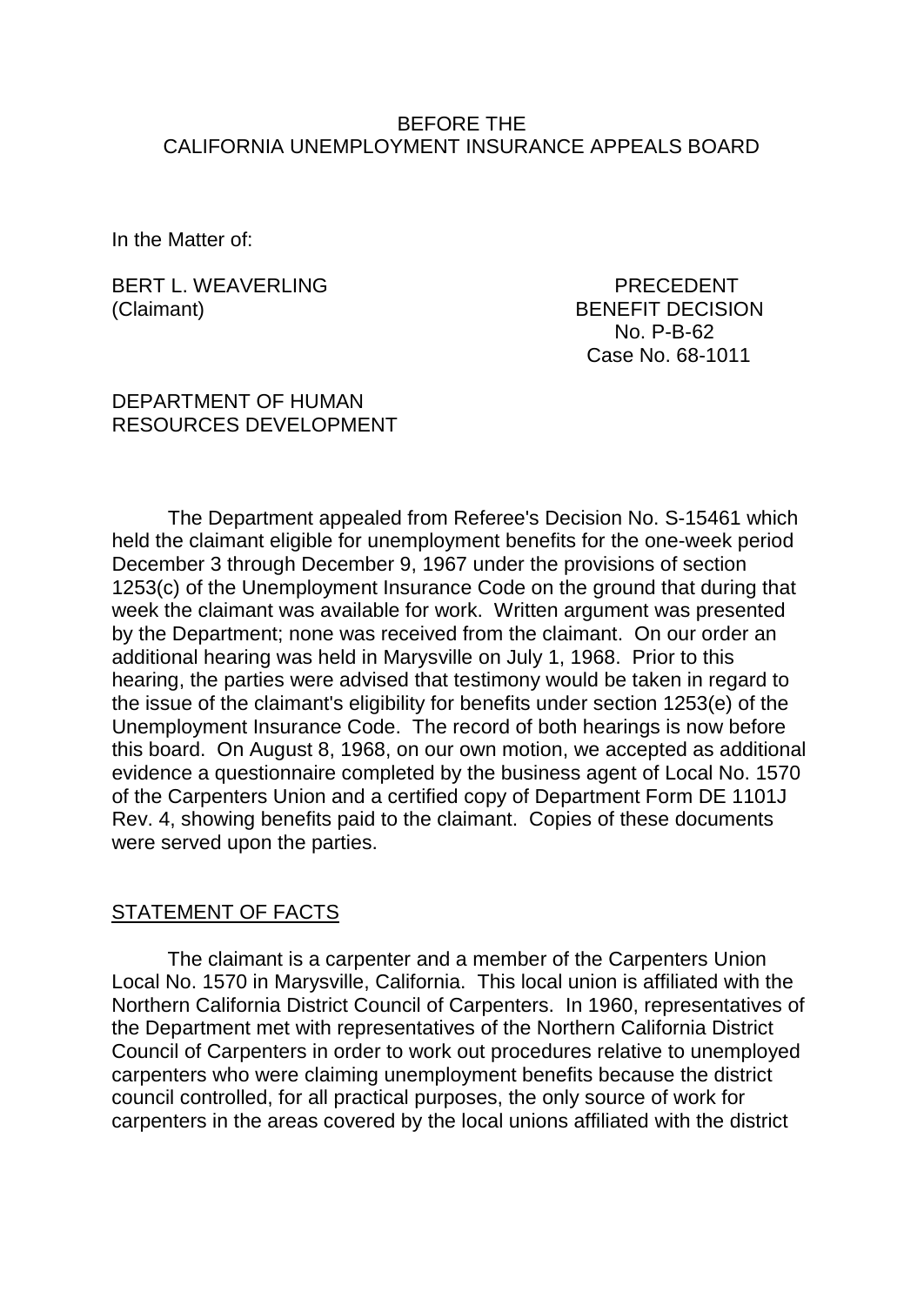BEFORE THE
CALIFORNIA UNEMPLOYMENT INSURANCE APPEALS BOARD

In the Matter of:

BERT L. WEAVERLING
(Claimant)

PRECEDENT
BENEFIT DECISION
No. P-B-62
Case No. 68-1011

DEPARTMENT OF HUMAN
RESOURCES DEVELOPMENT

The Department appealed from Referee's Decision No. S-15461 which held the claimant eligible for unemployment benefits for the one-week period December 3 through December 9, 1967 under the provisions of section 1253(c) of the Unemployment Insurance Code on the ground that during that week the claimant was available for work. Written argument was presented by the Department; none was received from the claimant. On our order an additional hearing was held in Marysville on July 1, 1968. Prior to this hearing, the parties were advised that testimony would be taken in regard to the issue of the claimant's eligibility for benefits under section 1253(e) of the Unemployment Insurance Code. The record of both hearings is now before this board. On August 8, 1968, on our own motion, we accepted as additional evidence a questionnaire completed by the business agent of Local No. 1570 of the Carpenters Union and a certified copy of Department Form DE 1101J Rev. 4, showing benefits paid to the claimant. Copies of these documents were served upon the parties.

## STATEMENT OF FACTS

The claimant is a carpenter and a member of the Carpenters Union Local No. 1570 in Marysville, California. This local union is affiliated with the Northern California District Council of Carpenters. In 1960, representatives of the Department met with representatives of the Northern California District Council of Carpenters in order to work out procedures relative to unemployed carpenters who were claiming unemployment benefits because the district council controlled, for all practical purposes, the only source of work for carpenters in the areas covered by the local unions affiliated with the district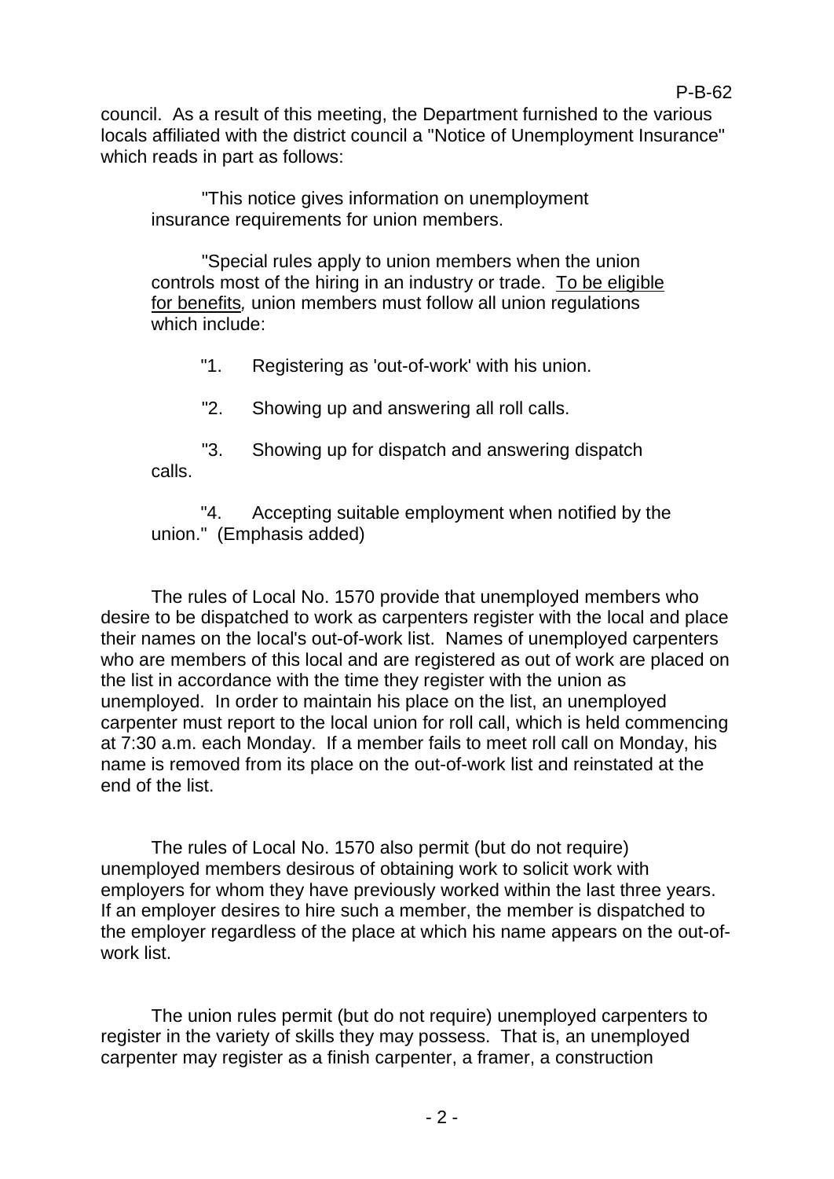council. As a result of this meeting, the Department furnished to the various locals affiliated with the district council a "Notice of Unemployment Insurance" which reads in part as follows:

> "This notice gives information on unemployment insurance requirements for union members.
>
> "Special rules apply to union members when the union controls most of the hiring in an industry or trade. <u>To be eligible for benefits</u>, union members must follow all union regulations which include:
>
> "1. Registering as 'out-of-work' with his union.
>
> "2. Showing up and answering all roll calls.
>
> "3. Showing up for dispatch and answering dispatch calls.
>
> "4. Accepting suitable employment when notified by the union." (Emphasis added)

The rules of Local No. 1570 provide that unemployed members who desire to be dispatched to work as carpenters register with the local and place their names on the local's out-of-work list. Names of unemployed carpenters who are members of this local and are registered as out of work are placed on the list in accordance with the time they register with the union as unemployed. In order to maintain his place on the list, an unemployed carpenter must report to the local union for roll call, which is held commencing at 7:30 a.m. each Monday. If a member fails to meet roll call on Monday, his name is removed from its place on the out-of-work list and reinstated at the end of the list.

The rules of Local No. 1570 also permit (but do not require) unemployed members desirous of obtaining work to solicit work with employers for whom they have previously worked within the last three years. If an employer desires to hire such a member, the member is dispatched to the employer regardless of the place at which his name appears on the out-of-work list.

The union rules permit (but do not require) unemployed carpenters to register in the variety of skills they may possess. That is, an unemployed carpenter may register as a finish carpenter, a framer, a construction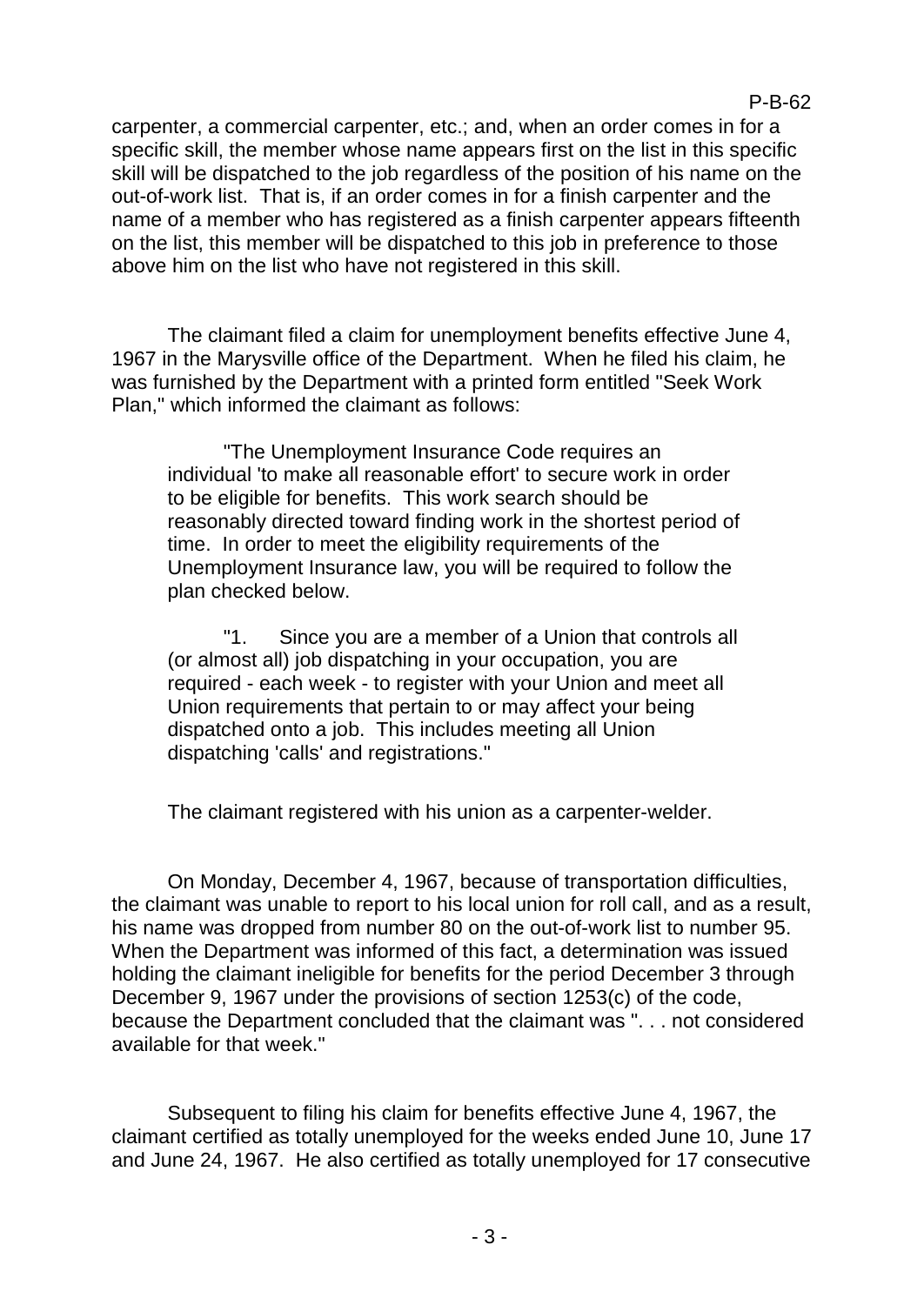carpenter, a commercial carpenter, etc.; and, when an order comes in for a specific skill, the member whose name appears first on the list in this specific skill will be dispatched to the job regardless of the position of his name on the out-of-work list. That is, if an order comes in for a finish carpenter and the name of a member who has registered as a finish carpenter appears fifteenth on the list, this member will be dispatched to this job in preference to those above him on the list who have not registered in this skill.

The claimant filed a claim for unemployment benefits effective June 4, 1967 in the Marysville office of the Department. When he filed his claim, he was furnished by the Department with a printed form entitled "Seek Work Plan," which informed the claimant as follows:

> "The Unemployment Insurance Code requires an individual 'to make all reasonable effort' to secure work in order to be eligible for benefits. This work search should be reasonably directed toward finding work in the shortest period of time. In order to meet the eligibility requirements of the Unemployment Insurance law, you will be required to follow the plan checked below.
>
> "1. Since you are a member of a Union that controls all (or almost all) job dispatching in your occupation, you are required - each week - to register with your Union and meet all Union requirements that pertain to or may affect your being dispatched onto a job. This includes meeting all Union dispatching 'calls' and registrations."

The claimant registered with his union as a carpenter-welder.

On Monday, December 4, 1967, because of transportation difficulties, the claimant was unable to report to his local union for roll call, and as a result, his name was dropped from number 80 on the out-of-work list to number 95. When the Department was informed of this fact, a determination was issued holding the claimant ineligible for benefits for the period December 3 through December 9, 1967 under the provisions of section 1253(c) of the code, because the Department concluded that the claimant was ". . . not considered available for that week."

Subsequent to filing his claim for benefits effective June 4, 1967, the claimant certified as totally unemployed for the weeks ended June 10, June 17 and June 24, 1967. He also certified as totally unemployed for 17 consecutive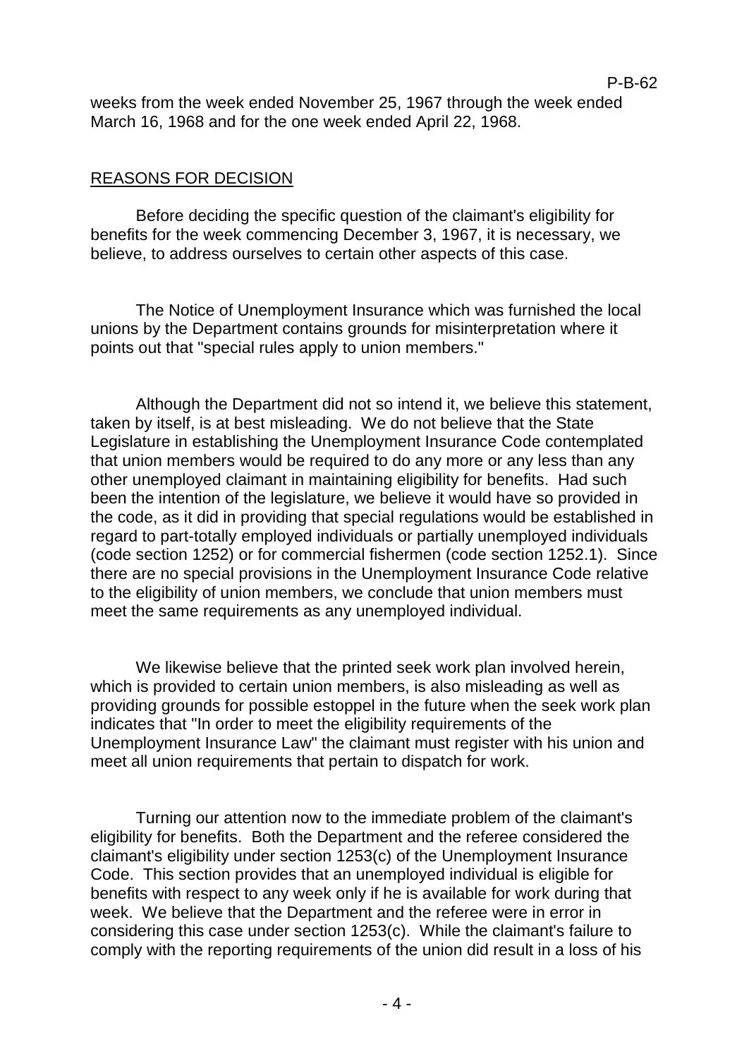weeks from the week ended November 25, 1967 through the week ended March 16, 1968 and for the one week ended April 22, 1968.

## REASONS FOR DECISION

Before deciding the specific question of the claimant's eligibility for benefits for the week commencing December 3, 1967, it is necessary, we believe, to address ourselves to certain other aspects of this case.

The Notice of Unemployment Insurance which was furnished the local unions by the Department contains grounds for misinterpretation where it points out that "special rules apply to union members."

Although the Department did not so intend it, we believe this statement, taken by itself, is at best misleading. We do not believe that the State Legislature in establishing the Unemployment Insurance Code contemplated that union members would be required to do any more or any less than any other unemployed claimant in maintaining eligibility for benefits. Had such been the intention of the legislature, we believe it would have so provided in the code, as it did in providing that special regulations would be established in regard to part-totally employed individuals or partially unemployed individuals (code section 1252) or for commercial fishermen (code section 1252.1). Since there are no special provisions in the Unemployment Insurance Code relative to the eligibility of union members, we conclude that union members must meet the same requirements as any unemployed individual.

We likewise believe that the printed seek work plan involved herein, which is provided to certain union members, is also misleading as well as providing grounds for possible estoppel in the future when the seek work plan indicates that "In order to meet the eligibility requirements of the Unemployment Insurance Law" the claimant must register with his union and meet all union requirements that pertain to dispatch for work.

Turning our attention now to the immediate problem of the claimant's eligibility for benefits. Both the Department and the referee considered the claimant's eligibility under section 1253(c) of the Unemployment Insurance Code. This section provides that an unemployed individual is eligible for benefits with respect to any week only if he is available for work during that week. We believe that the Department and the referee were in error in considering this case under section 1253(c). While the claimant's failure to comply with the reporting requirements of the union did result in a loss of his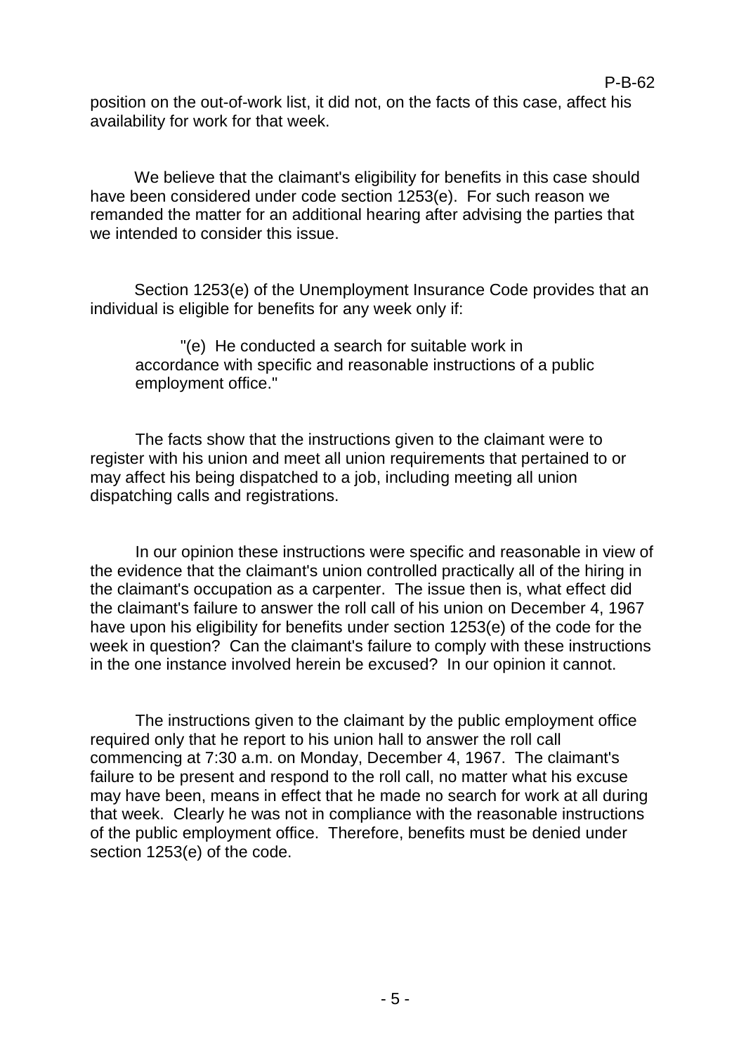position on the out-of-work list, it did not, on the facts of this case, affect his availability for work for that week.

We believe that the claimant's eligibility for benefits in this case should have been considered under code section 1253(e). For such reason we remanded the matter for an additional hearing after advising the parties that we intended to consider this issue.

Section 1253(e) of the Unemployment Insurance Code provides that an individual is eligible for benefits for any week only if:

> "(e) He conducted a search for suitable work in accordance with specific and reasonable instructions of a public employment office."

The facts show that the instructions given to the claimant were to register with his union and meet all union requirements that pertained to or may affect his being dispatched to a job, including meeting all union dispatching calls and registrations.

In our opinion these instructions were specific and reasonable in view of the evidence that the claimant's union controlled practically all of the hiring in the claimant's occupation as a carpenter. The issue then is, what effect did the claimant's failure to answer the roll call of his union on December 4, 1967 have upon his eligibility for benefits under section 1253(e) of the code for the week in question? Can the claimant's failure to comply with these instructions in the one instance involved herein be excused? In our opinion it cannot.

The instructions given to the claimant by the public employment office required only that he report to his union hall to answer the roll call commencing at 7:30 a.m. on Monday, December 4, 1967. The claimant's failure to be present and respond to the roll call, no matter what his excuse may have been, means in effect that he made no search for work at all during that week. Clearly he was not in compliance with the reasonable instructions of the public employment office. Therefore, benefits must be denied under section 1253(e) of the code.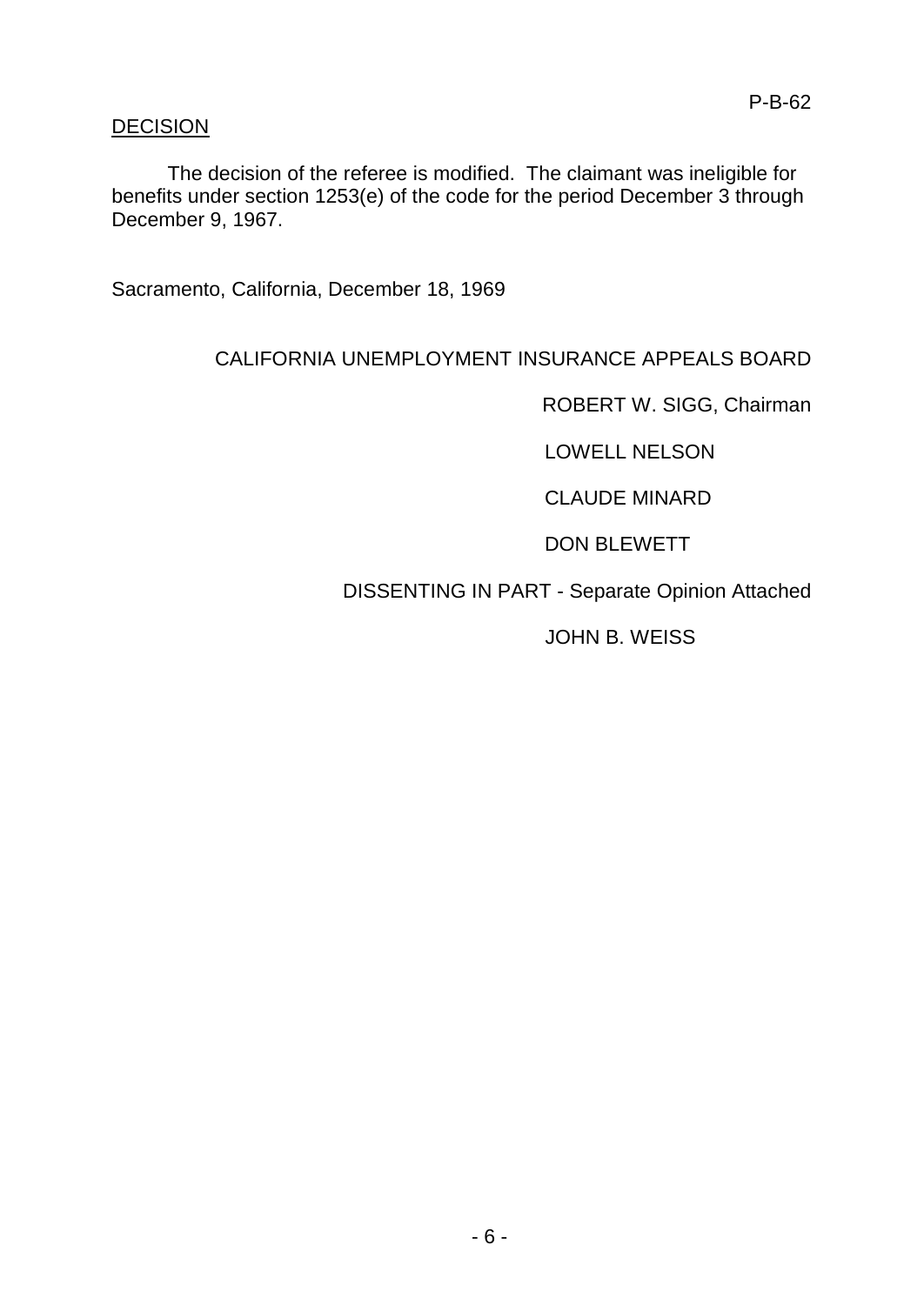P-B-62

## DECISION

The decision of the referee is modified. The claimant was ineligible for benefits under section 1253(e) of the code for the period December 3 through December 9, 1967.

Sacramento, California, December 18, 1969

CALIFORNIA UNEMPLOYMENT INSURANCE APPEALS BOARD

ROBERT W. SIGG, Chairman

LOWELL NELSON

CLAUDE MINARD

DON BLEWETT

DISSENTING IN PART - Separate Opinion Attached

JOHN B. WEISS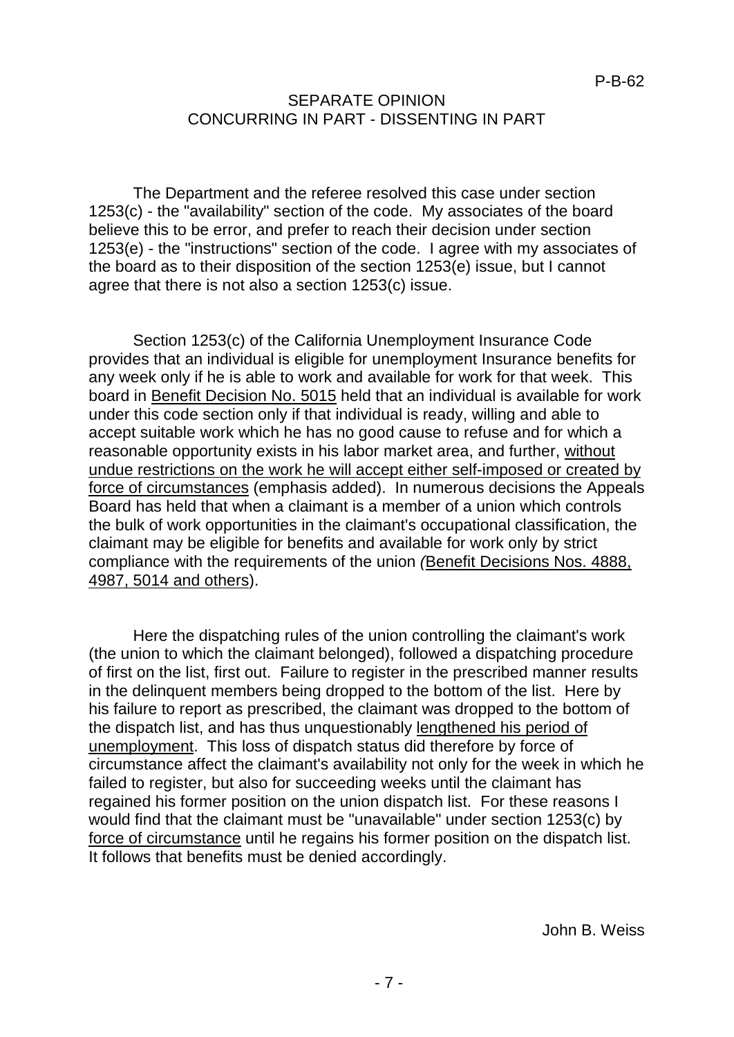P-B-62

## SEPARATE OPINION
## CONCURRING IN PART - DISSENTING IN PART

The Department and the referee resolved this case under section 1253(c) - the "availability" section of the code. My associates of the board believe this to be error, and prefer to reach their decision under section 1253(e) - the "instructions" section of the code. I agree with my associates of the board as to their disposition of the section 1253(e) issue, but I cannot agree that there is not also a section 1253(c) issue.

Section 1253(c) of the California Unemployment Insurance Code provides that an individual is eligible for unemployment Insurance benefits for any week only if he is able to work and available for work for that week. This board in Benefit Decision No. 5015 held that an individual is available for work under this code section only if that individual is ready, willing and able to accept suitable work which he has no good cause to refuse and for which a reasonable opportunity exists in his labor market area, and further, without undue restrictions on the work he will accept either self-imposed or created by force of circumstances (emphasis added). In numerous decisions the Appeals Board has held that when a claimant is a member of a union which controls the bulk of work opportunities in the claimant's occupational classification, the claimant may be eligible for benefits and available for work only by strict compliance with the requirements of the union (Benefit Decisions Nos. 4888, 4987, 5014 and others).

Here the dispatching rules of the union controlling the claimant's work (the union to which the claimant belonged), followed a dispatching procedure of first on the list, first out. Failure to register in the prescribed manner results in the delinquent members being dropped to the bottom of the list. Here by his failure to report as prescribed, the claimant was dropped to the bottom of the dispatch list, and has thus unquestionably lengthened his period of unemployment. This loss of dispatch status did therefore by force of circumstance affect the claimant's availability not only for the week in which he failed to register, but also for succeeding weeks until the claimant has regained his former position on the union dispatch list. For these reasons I would find that the claimant must be "unavailable" under section 1253(c) by force of circumstance until he regains his former position on the dispatch list. It follows that benefits must be denied accordingly.

John B. Weiss